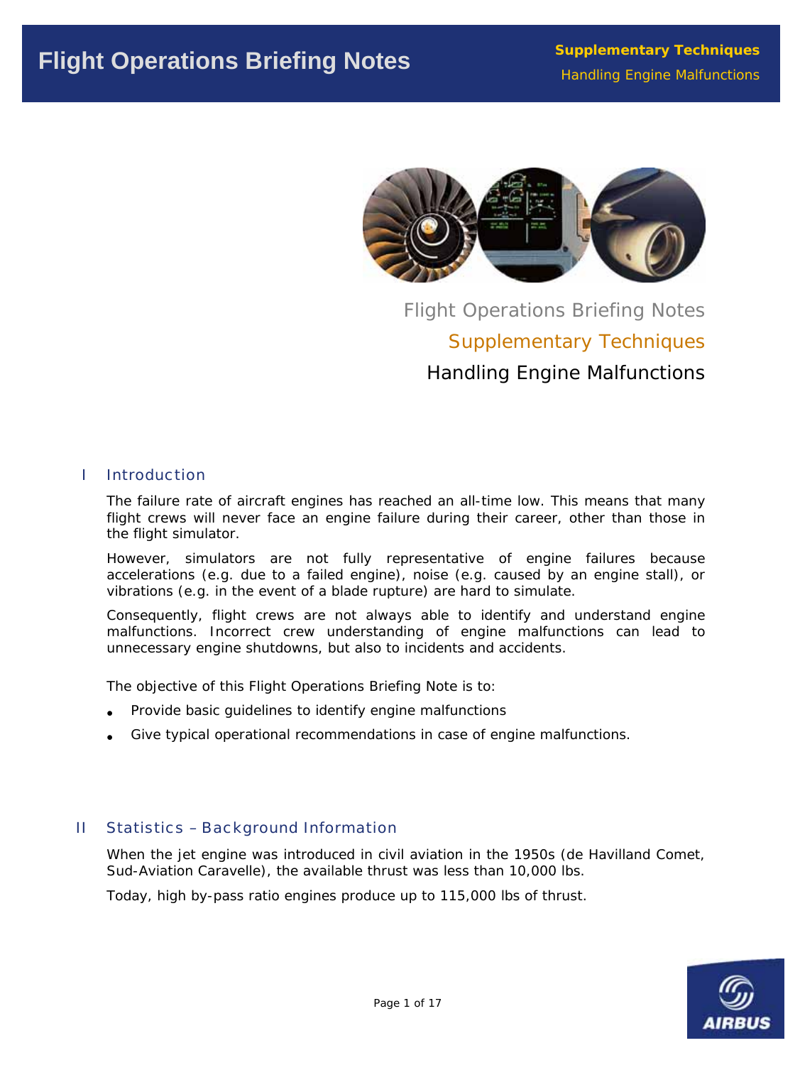# Flight Operations Briefing Notes

## Supplementary Techniques

## Handling Engine Malfunctions

## I Introduction

The failure rate of aircraft engines has reached an all-time low. This means that many flight crews will never face an engine failure during their career, other than those in the flight simulator.

However, simulators are not fully representative of engine failures because accelerations (e.g. due to a failed engine), noise (e.g. caused by an engine stall), or vibrations (e.g. in the event of a blade rupture) are hard to simulate.

Consequently, flight crews are not always able to identify and understand engine malfunctions. Incorrect crew understanding of engine malfunctions can lead to unnecessary engine shutdowns, but also to incidents and accidents.

The objective of this Flight Operations Briefing Note is to:

- Provide basic guidelines to identify engine malfunctions
- Give typical operational recommendations in case of engine malfunctions.

## II Statistics – Background Information

When the jet engine was introduced in civil aviation in the 1950s (de Havilland Comet, Sud-Aviation Caravelle), the available thrust was less than 10,000 lbs.

Today, high by-pass ratio engines produce up to 115,000 lbs of thrust.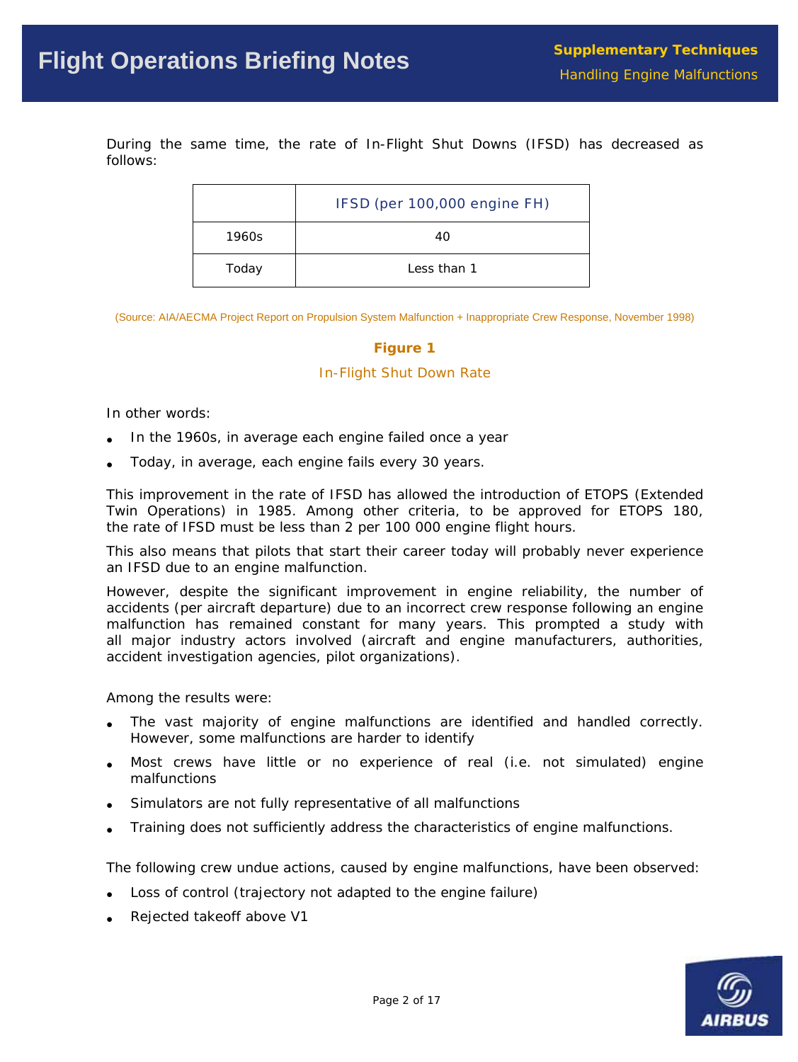During the same time, the rate of In-Flight Shut Downs (IFSD) has decreased as follows:

| | IFSD (per 100,000 engine FH) |
| --- | --- |
| 1960s | 40 |
| Today | Less than 1 |

(Source: AIA/AECMA Project Report on Propulsion System Malfunction + Inappropriate Crew Response, November 1998)

**Figure 1**

In-Flight Shut Down Rate

In other words:

- In the 1960s, in average each engine failed once a year
- Today, in average, each engine fails every 30 years.

This improvement in the rate of IFSD has allowed the introduction of ETOPS (Extended Twin Operations) in 1985. Among other criteria, to be approved for ETOPS 180, the rate of IFSD must be less than 2 per 100 000 engine flight hours.

This also means that pilots that start their career today will probably never experience an IFSD due to an engine malfunction.

However, despite the significant improvement in engine reliability, the number of accidents (per aircraft departure) due to an incorrect crew response following an engine malfunction has remained constant for many years. This prompted a study with all major industry actors involved (aircraft and engine manufacturers, authorities, accident investigation agencies, pilot organizations).

Among the results were:

- The vast majority of engine malfunctions are identified and handled correctly. However, some malfunctions are harder to identify
- Most crews have little or no experience of real (i.e. not simulated) engine malfunctions
- Simulators are not fully representative of all malfunctions
- Training does not sufficiently address the characteristics of engine malfunctions.

The following crew undue actions, caused by engine malfunctions, have been observed:

- Loss of control (trajectory not adapted to the engine failure)
- Rejected takeoff above V1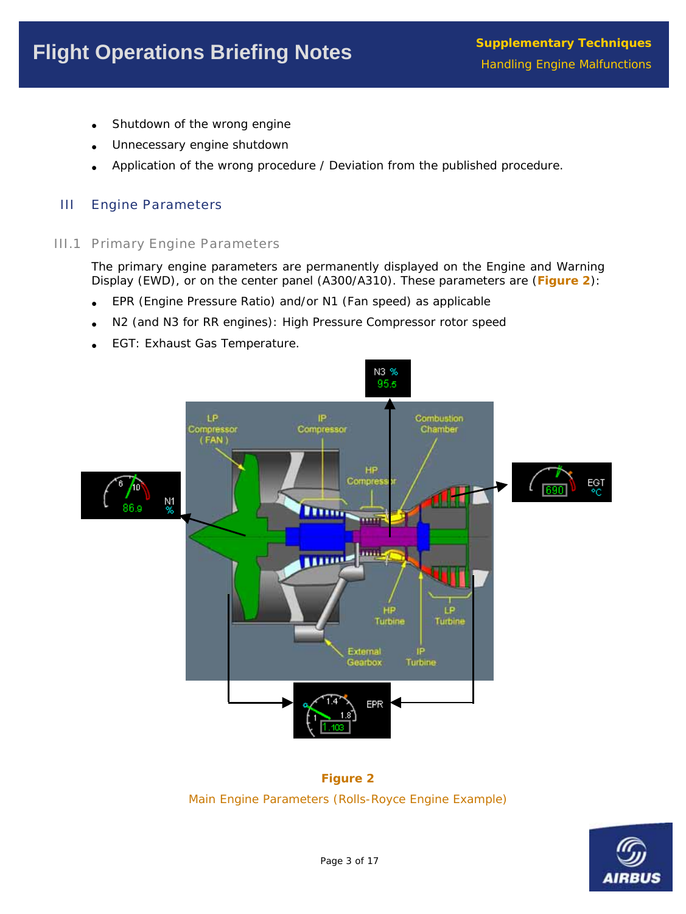- Shutdown of the wrong engine
- Unnecessary engine shutdown
- Application of the wrong procedure / Deviation from the published procedure.

## III Engine Parameters

### III.1 Primary Engine Parameters

The primary engine parameters are permanently displayed on the Engine and Warning Display (EWD), or on the center panel (A300/A310). These parameters are (**Figure 2**):

- EPR (Engine Pressure Ratio) and/or N1 (Fan speed) as applicable
- N2 (and N3 for RR engines): High Pressure Compressor rotor speed
- EGT: Exhaust Gas Temperature.

**Figure 2**

Main Engine Parameters (Rolls-Royce Engine Example)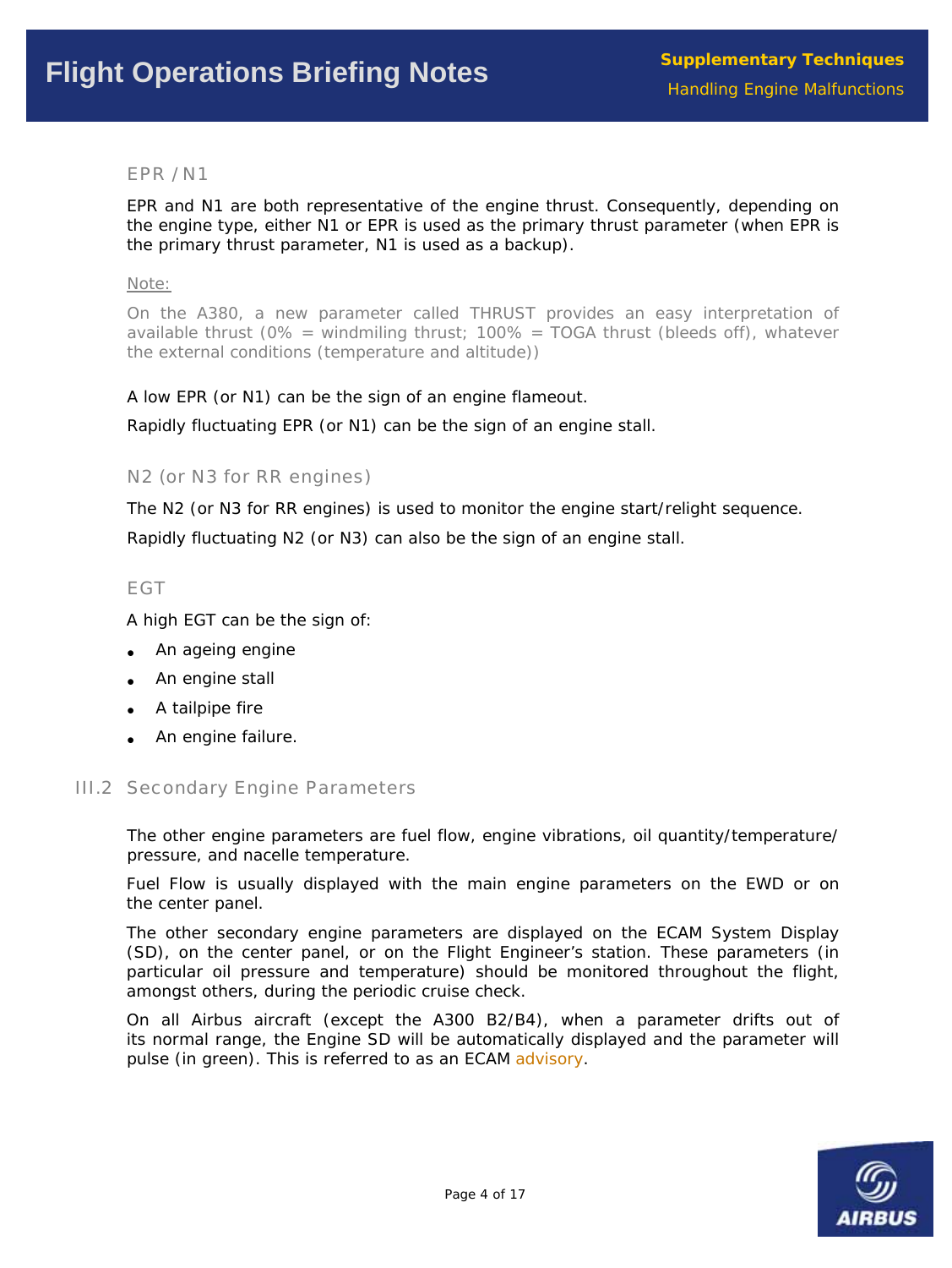### EPR / N1

EPR and N1 are both representative of the engine thrust. Consequently, depending on the engine type, either N1 or EPR is used as the primary thrust parameter (when EPR is the primary thrust parameter, N1 is used as a backup).

Note:

On the A380, a new parameter called THRUST provides an easy interpretation of available thrust (0% = windmiling thrust; 100% = TOGA thrust (bleeds off), whatever the external conditions (temperature and altitude))

A low EPR (or N1) can be the sign of an engine flameout.

Rapidly fluctuating EPR (or N1) can be the sign of an engine stall.

### N2 (or N3 for RR engines)

The N2 (or N3 for RR engines) is used to monitor the engine start/relight sequence.

Rapidly fluctuating N2 (or N3) can also be the sign of an engine stall.

### EGT

A high EGT can be the sign of:

- An ageing engine
- An engine stall
- A tailpipe fire
- An engine failure.

## III.2 Secondary Engine Parameters

The other engine parameters are fuel flow, engine vibrations, oil quantity/temperature/pressure, and nacelle temperature.

Fuel Flow is usually displayed with the main engine parameters on the EWD or on the center panel.

The other secondary engine parameters are displayed on the ECAM System Display (SD), on the center panel, or on the Flight Engineer's station. These parameters (in particular oil pressure and temperature) should be monitored throughout the flight, amongst others, during the periodic cruise check.

On all Airbus aircraft (except the A300 B2/B4), when a parameter drifts out of its normal range, the Engine SD will be automatically displayed and the parameter will pulse (in green). This is referred to as an ECAM advisory.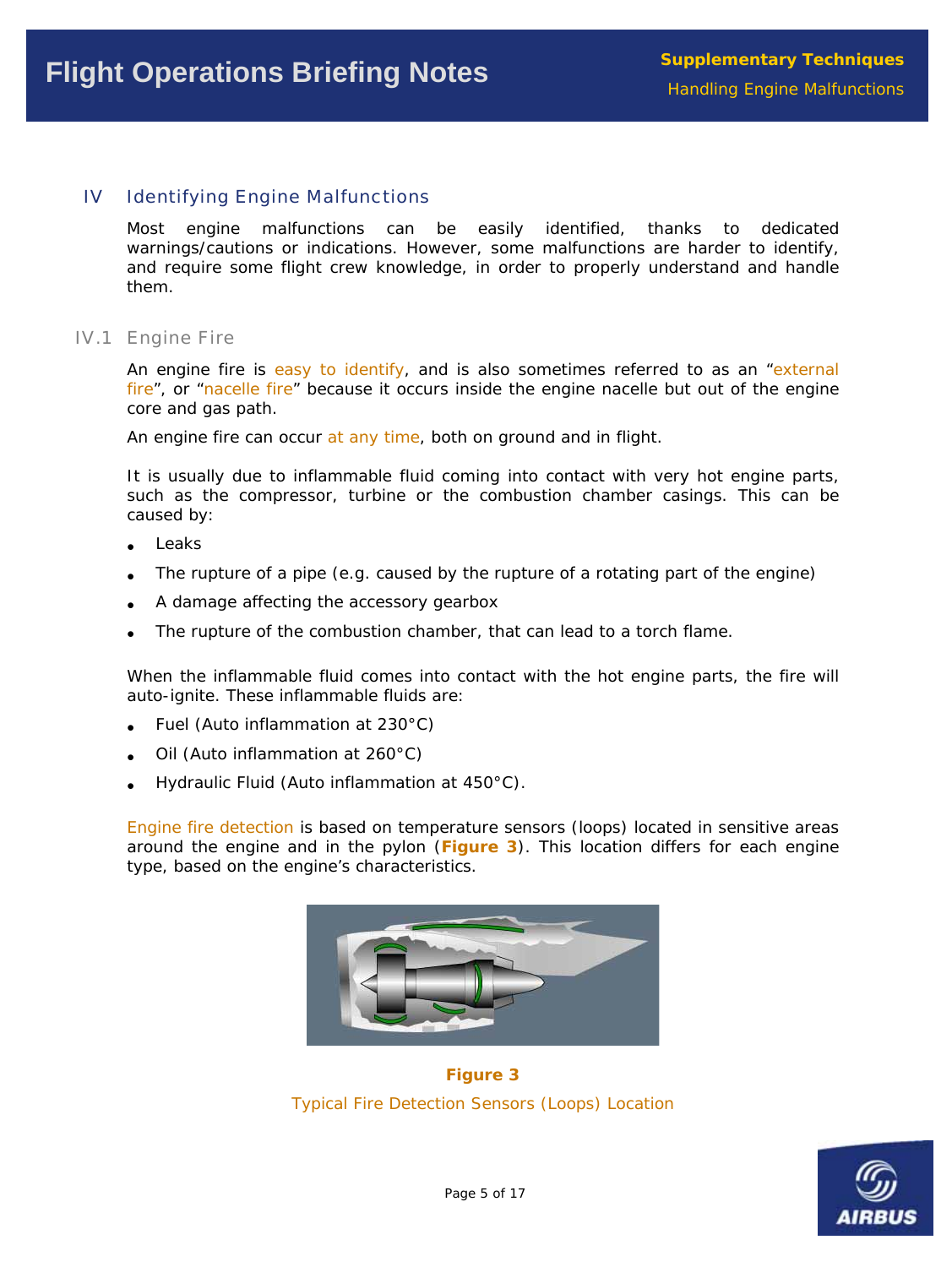## IV Identifying Engine Malfunctions

Most engine malfunctions can be easily identified, thanks to dedicated warnings/cautions or indications. However, some malfunctions are harder to identify, and require some flight crew knowledge, in order to properly understand and handle them.

### IV.1 Engine Fire

An engine fire is easy to identify, and is also sometimes referred to as an "external fire", or "nacelle fire" because it occurs inside the engine nacelle but out of the engine core and gas path.

An engine fire can occur at any time, both on ground and in flight.

It is usually due to inflammable fluid coming into contact with very hot engine parts, such as the compressor, turbine or the combustion chamber casings. This can be caused by:

- Leaks
- The rupture of a pipe (e.g. caused by the rupture of a rotating part of the engine)
- A damage affecting the accessory gearbox
- The rupture of the combustion chamber, that can lead to a torch flame.

When the inflammable fluid comes into contact with the hot engine parts, the fire will auto-ignite. These inflammable fluids are:

- Fuel (Auto inflammation at 230°C)
- Oil (Auto inflammation at 260°C)
- Hydraulic Fluid (Auto inflammation at 450°C).

Engine fire detection is based on temperature sensors (loops) located in sensitive areas around the engine and in the pylon (**Figure 3**). This location differs for each engine type, based on the engine's characteristics.

**Figure 3**

Typical Fire Detection Sensors (Loops) Location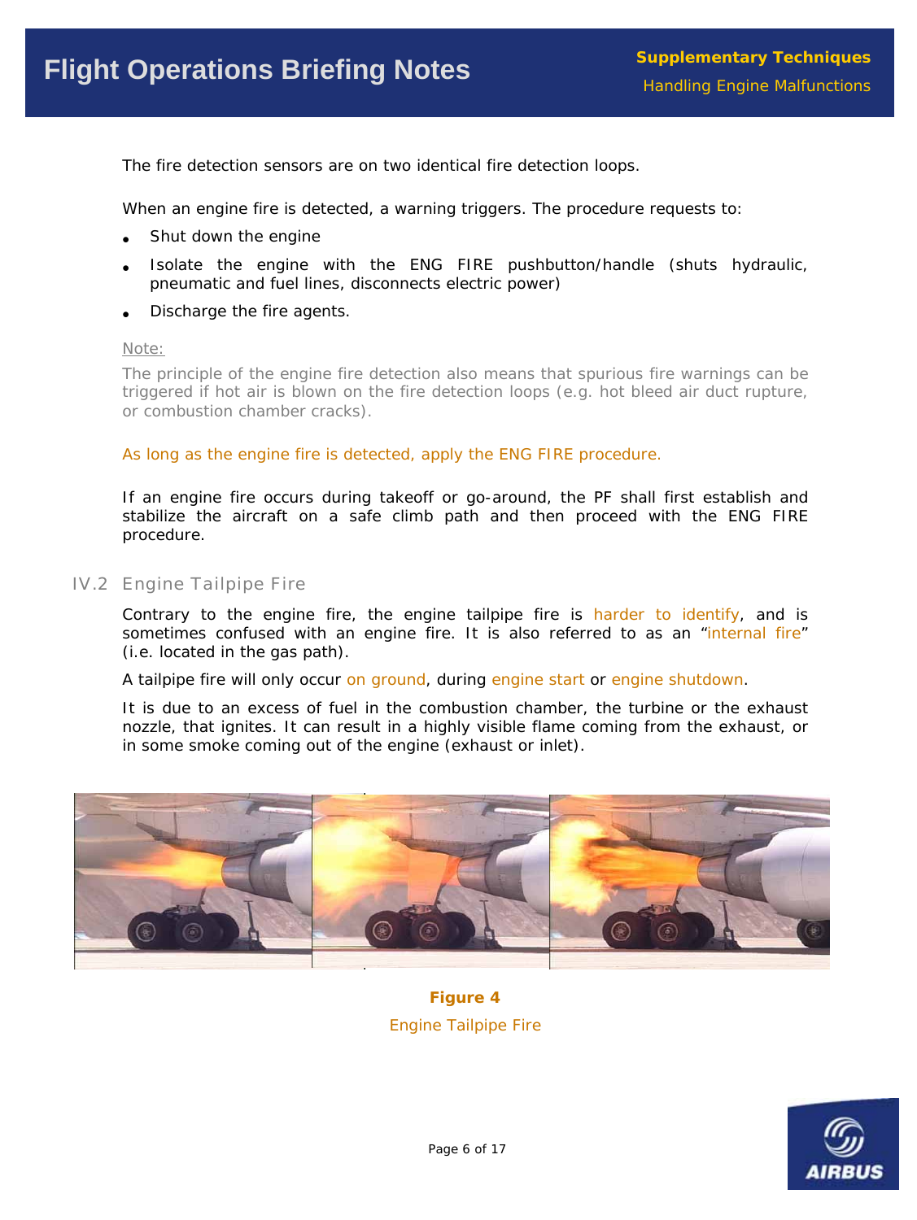The fire detection sensors are on two identical fire detection loops.

When an engine fire is detected, a warning triggers. The procedure requests to:

- Shut down the engine
- Isolate the engine with the ENG FIRE pushbutton/handle (shuts hydraulic, pneumatic and fuel lines, disconnects electric power)
- Discharge the fire agents.

Note:

The principle of the engine fire detection also means that spurious fire warnings can be triggered if hot air is blown on the fire detection loops (e.g. hot bleed air duct rupture, or combustion chamber cracks).

As long as the engine fire is detected, apply the ENG FIRE procedure.

If an engine fire occurs during takeoff or go-around, the PF shall first establish and stabilize the aircraft on a safe climb path and then proceed with the ENG FIRE procedure.

## IV.2 Engine Tailpipe Fire

Contrary to the engine fire, the engine tailpipe fire is harder to identify, and is sometimes confused with an engine fire. It is also referred to as an "internal fire" (i.e. located in the gas path).

A tailpipe fire will only occur on ground, during engine start or engine shutdown.

It is due to an excess of fuel in the combustion chamber, the turbine or the exhaust nozzle, that ignites. It can result in a highly visible flame coming from the exhaust, or in some smoke coming out of the engine (exhaust or inlet).

**Figure 4**

Engine Tailpipe Fire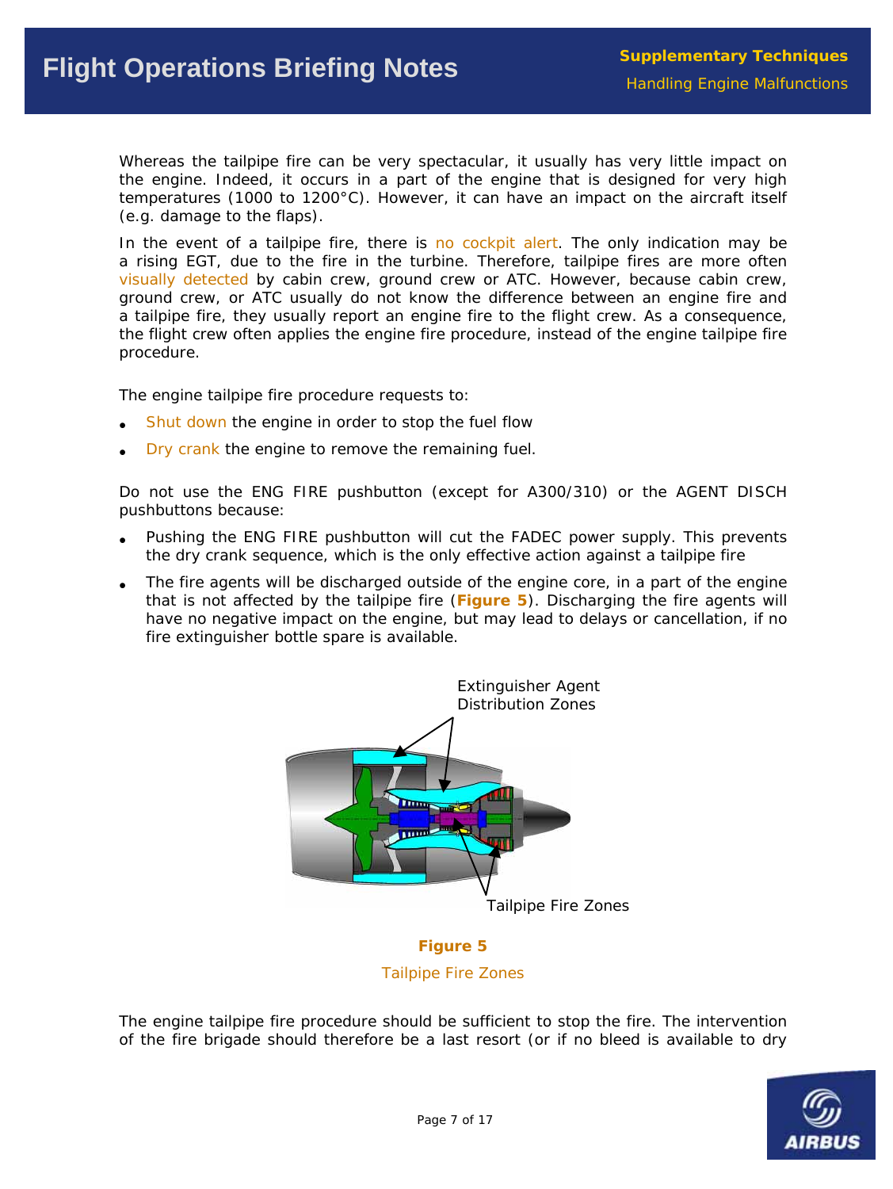Whereas the tailpipe fire can be very spectacular, it usually has very little impact on the engine. Indeed, it occurs in a part of the engine that is designed for very high temperatures (1000 to 1200°C). However, it can have an impact on the aircraft itself (e.g. damage to the flaps).

In the event of a tailpipe fire, there is no cockpit alert. The only indication may be a rising EGT, due to the fire in the turbine. Therefore, tailpipe fires are more often visually detected by cabin crew, ground crew or ATC. However, because cabin crew, ground crew, or ATC usually do not know the difference between an engine fire and a tailpipe fire, they usually report an engine fire to the flight crew. As a consequence, the flight crew often applies the engine fire procedure, instead of the engine tailpipe fire procedure.

The engine tailpipe fire procedure requests to:

- Shut down the engine in order to stop the fuel flow
- Dry crank the engine to remove the remaining fuel.

Do not use the ENG FIRE pushbutton (except for A300/310) or the AGENT DISCH pushbuttons because:

- Pushing the ENG FIRE pushbutton will cut the FADEC power supply. This prevents the dry crank sequence, which is the only effective action against a tailpipe fire
- The fire agents will be discharged outside of the engine core, in a part of the engine that is not affected by the tailpipe fire (**Figure 5**). Discharging the fire agents will have no negative impact on the engine, but may lead to delays or cancellation, if no fire extinguisher bottle spare is available.

Extinguisher Agent Distribution Zones

Tailpipe Fire Zones

**Figure 5**

Tailpipe Fire Zones

The engine tailpipe fire procedure should be sufficient to stop the fire. The intervention of the fire brigade should therefore be a last resort (or if no bleed is available to dry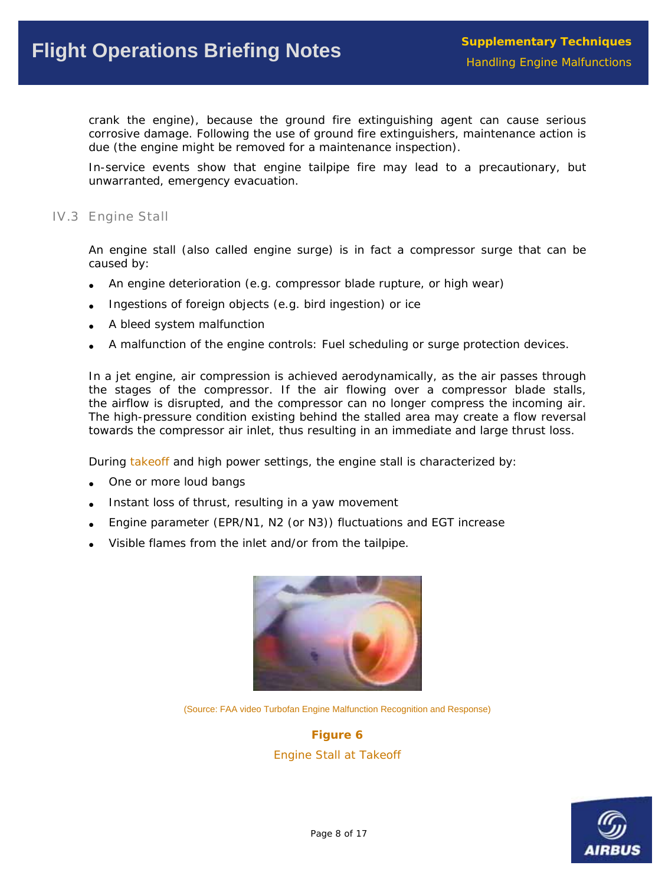crank the engine), because the ground fire extinguishing agent can cause serious corrosive damage. Following the use of ground fire extinguishers, maintenance action is due (the engine might be removed for a maintenance inspection).

In-service events show that engine tailpipe fire may lead to a precautionary, but unwarranted, emergency evacuation.

## IV.3 Engine Stall

An engine stall (also called engine surge) is in fact a compressor surge that can be caused by:

- An engine deterioration (e.g. compressor blade rupture, or high wear)
- Ingestions of foreign objects (e.g. bird ingestion) or ice
- A bleed system malfunction
- A malfunction of the engine controls: Fuel scheduling or surge protection devices.

In a jet engine, air compression is achieved aerodynamically, as the air passes through the stages of the compressor. If the air flowing over a compressor blade stalls, the airflow is disrupted, and the compressor can no longer compress the incoming air. The high-pressure condition existing behind the stalled area may create a flow reversal towards the compressor air inlet, thus resulting in an immediate and large thrust loss.

During takeoff and high power settings, the engine stall is characterized by:

- One or more loud bangs
- Instant loss of thrust, resulting in a yaw movement
- Engine parameter (EPR/N1, N2 (or N3)) fluctuations and EGT increase
- Visible flames from the inlet and/or from the tailpipe.

(Source: FAA video Turbofan Engine Malfunction Recognition and Response)

**Figure 6**

Engine Stall at Takeoff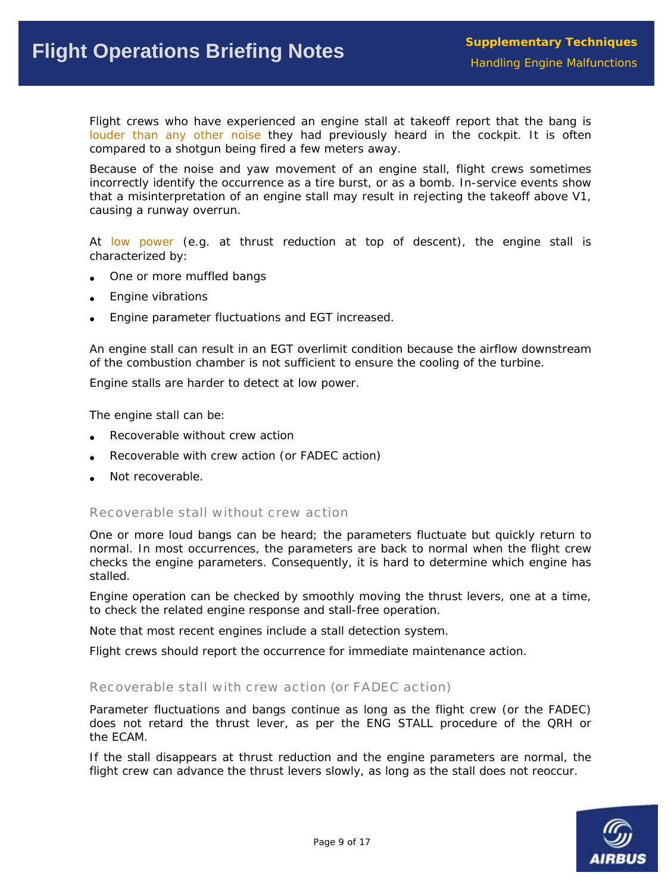Flight crews who have experienced an engine stall at takeoff report that the bang is louder than any other noise they had previously heard in the cockpit. It is often compared to a shotgun being fired a few meters away.

Because of the noise and yaw movement of an engine stall, flight crews sometimes incorrectly identify the occurrence as a tire burst, or as a bomb. In-service events show that a misinterpretation of an engine stall may result in rejecting the takeoff above V1, causing a runway overrun.

At low power (e.g. at thrust reduction at top of descent), the engine stall is characterized by:

- One or more muffled bangs
- Engine vibrations
- Engine parameter fluctuations and EGT increased.

An engine stall can result in an EGT overlimit condition because the airflow downstream of the combustion chamber is not sufficient to ensure the cooling of the turbine.

Engine stalls are harder to detect at low power.

The engine stall can be:

- Recoverable without crew action
- Recoverable with crew action (or FADEC action)
- Not recoverable.

### Recoverable stall without crew action

One or more loud bangs can be heard; the parameters fluctuate but quickly return to normal. In most occurrences, the parameters are back to normal when the flight crew checks the engine parameters. Consequently, it is hard to determine which engine has stalled.

Engine operation can be checked by smoothly moving the thrust levers, one at a time, to check the related engine response and stall-free operation.

Note that most recent engines include a stall detection system.

Flight crews should report the occurrence for immediate maintenance action.

### Recoverable stall with crew action (or FADEC action)

Parameter fluctuations and bangs continue as long as the flight crew (or the FADEC) does not retard the thrust lever, as per the ENG STALL procedure of the QRH or the ECAM.

If the stall disappears at thrust reduction and the engine parameters are normal, the flight crew can advance the thrust levers slowly, as long as the stall does not reoccur.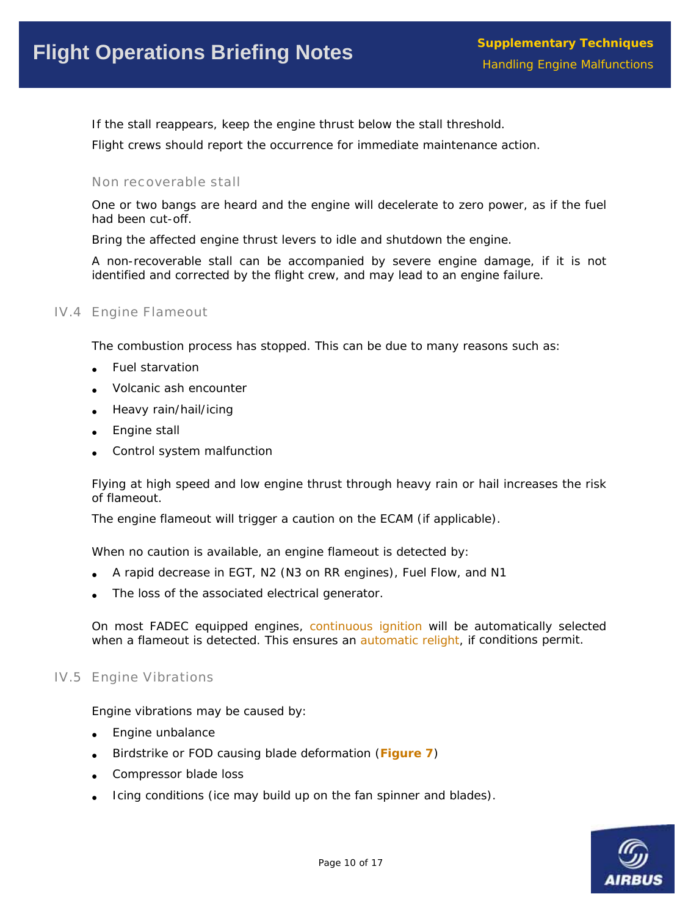If the stall reappears, keep the engine thrust below the stall threshold.

Flight crews should report the occurrence for immediate maintenance action.

#### Non recoverable stall

One or two bangs are heard and the engine will decelerate to zero power, as if the fuel had been cut-off.

Bring the affected engine thrust levers to idle and shutdown the engine.

A non-recoverable stall can be accompanied by severe engine damage, if it is not identified and corrected by the flight crew, and may lead to an engine failure.

### IV.4 Engine Flameout

The combustion process has stopped. This can be due to many reasons such as:

- Fuel starvation
- Volcanic ash encounter
- Heavy rain/hail/icing
- Engine stall
- Control system malfunction

Flying at high speed and low engine thrust through heavy rain or hail increases the risk of flameout.

The engine flameout will trigger a caution on the ECAM (if applicable).

When no caution is available, an engine flameout is detected by:

- A rapid decrease in EGT, N2 (N3 on RR engines), Fuel Flow, and N1
- The loss of the associated electrical generator.

On most FADEC equipped engines, continuous ignition will be automatically selected when a flameout is detected. This ensures an automatic relight, if conditions permit.

### IV.5 Engine Vibrations

Engine vibrations may be caused by:

- Engine unbalance
- Birdstrike or FOD causing blade deformation (**Figure 7**)
- Compressor blade loss
- Icing conditions (ice may build up on the fan spinner and blades).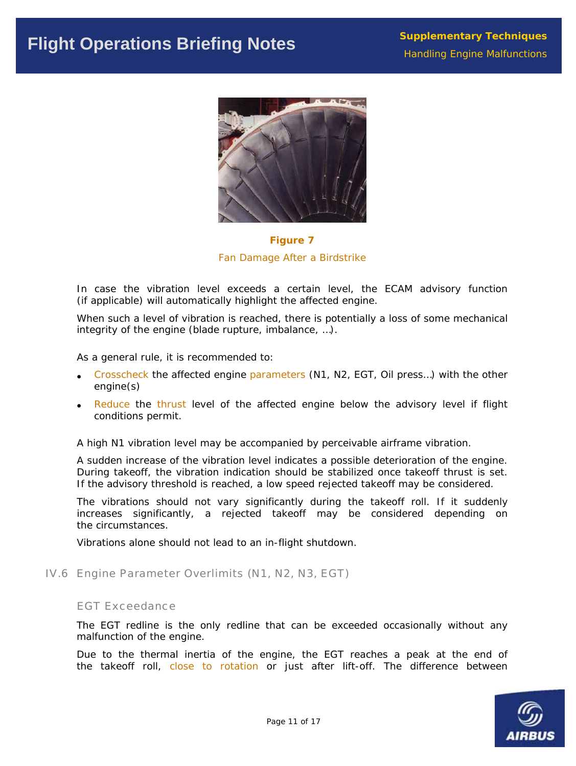**Figure 7**

Fan Damage After a Birdstrike

In case the vibration level exceeds a certain level, the ECAM advisory function (if applicable) will automatically highlight the affected engine.

When such a level of vibration is reached, there is potentially a loss of some mechanical integrity of the engine (blade rupture, imbalance, …).

As a general rule, it is recommended to:

- Crosscheck the affected engine parameters (N1, N2, EGT, Oil press…) with the other engine(s)
- Reduce the thrust level of the affected engine below the advisory level if flight conditions permit.

A high N1 vibration level may be accompanied by perceivable airframe vibration.

A sudden increase of the vibration level indicates a possible deterioration of the engine. During takeoff, the vibration indication should be stabilized once takeoff thrust is set. If the advisory threshold is reached, a low speed rejected takeoff may be considered.

The vibrations should not vary significantly during the takeoff roll. If it suddenly increases significantly, a rejected takeoff may be considered depending on the circumstances.

Vibrations alone should not lead to an in-flight shutdown.

## IV.6 Engine Parameter Overlimits (N1, N2, N3, EGT)

### EGT Exceedance

The EGT redline is the only redline that can be exceeded occasionally without any malfunction of the engine.

Due to the thermal inertia of the engine, the EGT reaches a peak at the end of the takeoff roll, close to rotation or just after lift-off. The difference between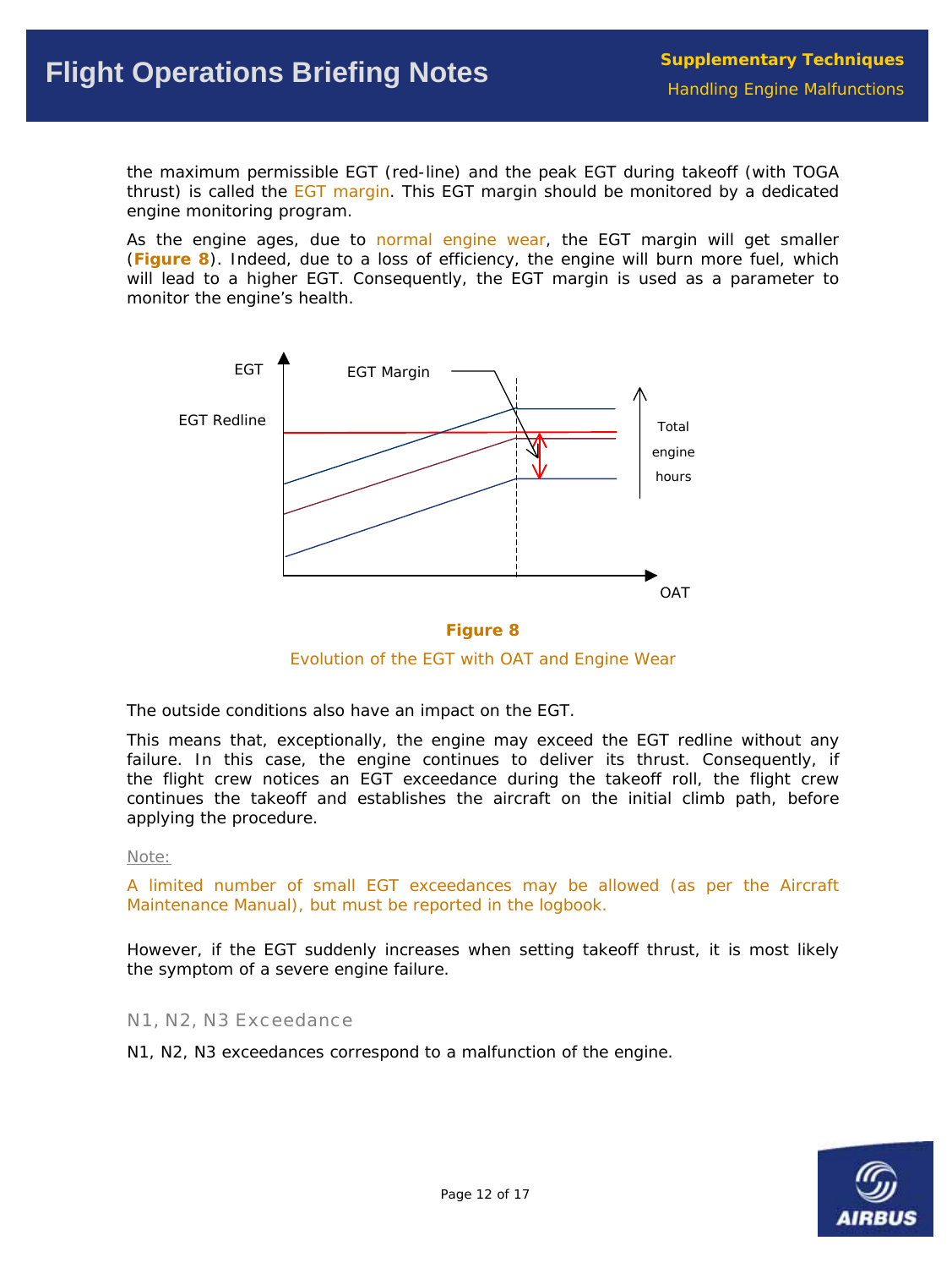the maximum permissible EGT (red-line) and the peak EGT during takeoff (with TOGA thrust) is called the EGT margin. This EGT margin should be monitored by a dedicated engine monitoring program.

As the engine ages, due to normal engine wear, the EGT margin will get smaller (**Figure 8**). Indeed, due to a loss of efficiency, the engine will burn more fuel, which will lead to a higher EGT. Consequently, the EGT margin is used as a parameter to monitor the engine's health.

**Figure 8**

Evolution of the EGT with OAT and Engine Wear

The outside conditions also have an impact on the EGT.

This means that, exceptionally, the engine may exceed the EGT redline without any failure. In this case, the engine continues to deliver its thrust. Consequently, if the flight crew notices an EGT exceedance during the takeoff roll, the flight crew continues the takeoff and establishes the aircraft on the initial climb path, before applying the procedure.

Note:

A limited number of small EGT exceedances may be allowed (as per the Aircraft Maintenance Manual), but must be reported in the logbook.

However, if the EGT suddenly increases when setting takeoff thrust, it is most likely the symptom of a severe engine failure.

## N1, N2, N3 Exceedance

N1, N2, N3 exceedances correspond to a malfunction of the engine.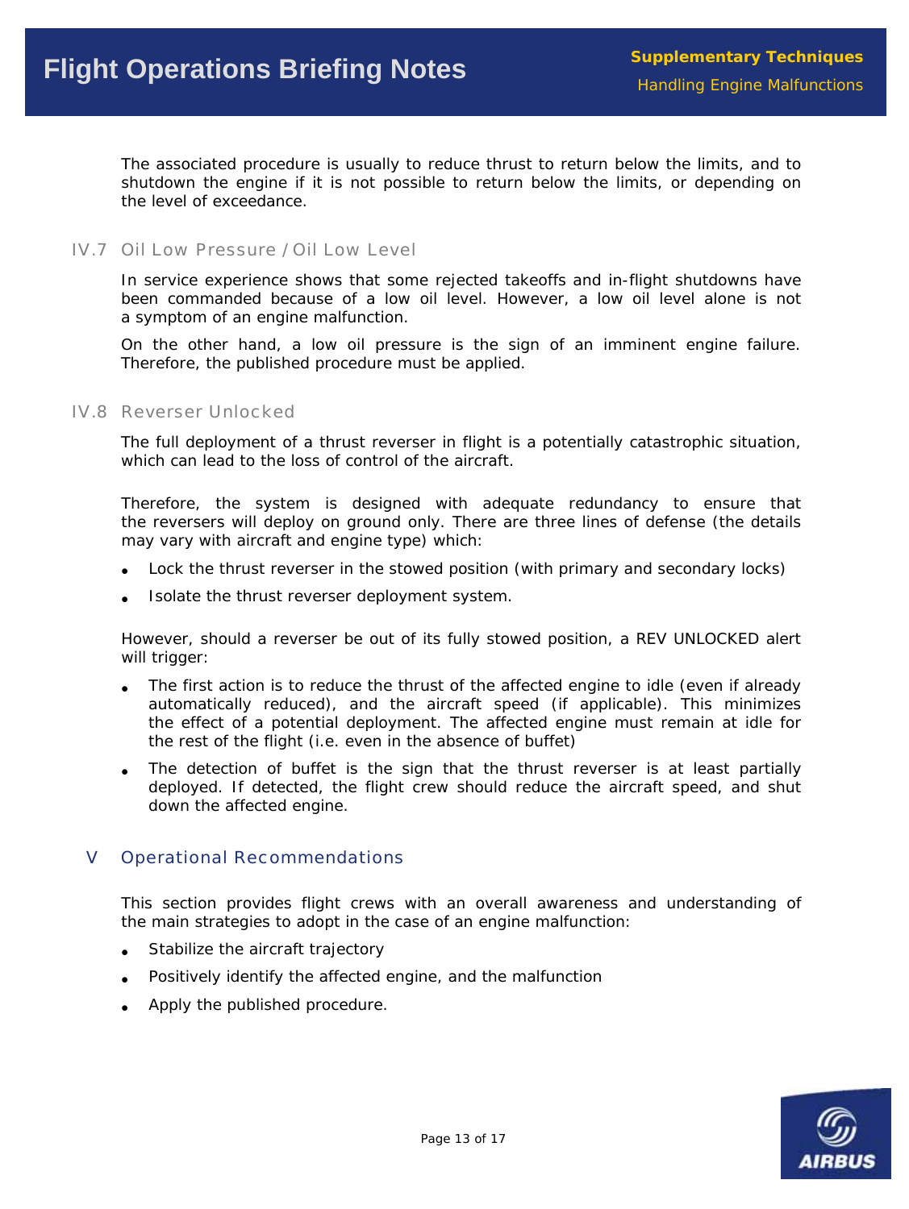The associated procedure is usually to reduce thrust to return below the limits, and to shutdown the engine if it is not possible to return below the limits, or depending on the level of exceedance.

### IV.7 Oil Low Pressure / Oil Low Level

In service experience shows that some rejected takeoffs and in-flight shutdowns have been commanded because of a low oil level. However, a low oil level alone is not a symptom of an engine malfunction.

On the other hand, a low oil pressure is the sign of an imminent engine failure. Therefore, the published procedure must be applied.

### IV.8 Reverser Unlocked

The full deployment of a thrust reverser in flight is a potentially catastrophic situation, which can lead to the loss of control of the aircraft.

Therefore, the system is designed with adequate redundancy to ensure that the reversers will deploy on ground only. There are three lines of defense (the details may vary with aircraft and engine type) which:

- Lock the thrust reverser in the stowed position (with primary and secondary locks)
- Isolate the thrust reverser deployment system.

However, should a reverser be out of its fully stowed position, a REV UNLOCKED alert will trigger:

- The first action is to reduce the thrust of the affected engine to idle (even if already automatically reduced), and the aircraft speed (if applicable). This minimizes the effect of a potential deployment. The affected engine must remain at idle for the rest of the flight (i.e. even in the absence of buffet)
- The detection of buffet is the sign that the thrust reverser is at least partially deployed. If detected, the flight crew should reduce the aircraft speed, and shut down the affected engine.

## V Operational Recommendations

This section provides flight crews with an overall awareness and understanding of the main strategies to adopt in the case of an engine malfunction:

- Stabilize the aircraft trajectory
- Positively identify the affected engine, and the malfunction
- Apply the published procedure.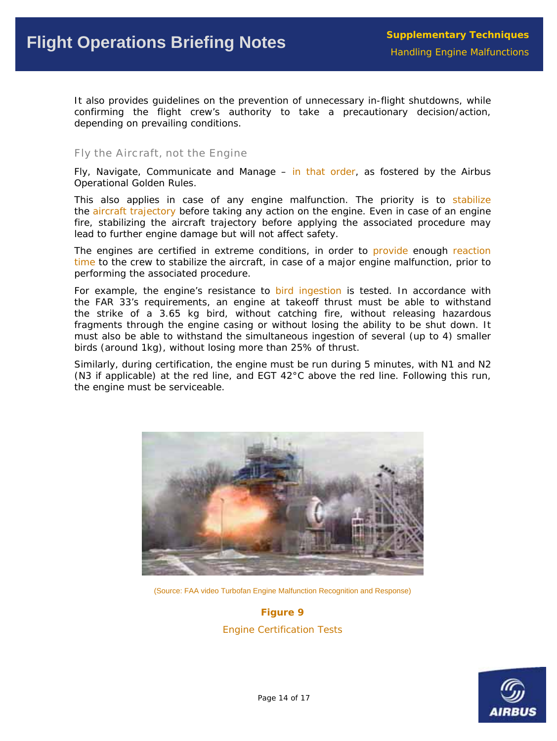It also provides guidelines on the prevention of unnecessary in-flight shutdowns, while confirming the flight crew's authority to take a precautionary decision/action, depending on prevailing conditions.

## Fly the Aircraft, not the Engine

Fly, Navigate, Communicate and Manage – in that order, as fostered by the Airbus Operational Golden Rules.

This also applies in case of any engine malfunction. The priority is to stabilize the aircraft trajectory before taking any action on the engine. Even in case of an engine fire, stabilizing the aircraft trajectory before applying the associated procedure may lead to further engine damage but will not affect safety.

The engines are certified in extreme conditions, in order to provide enough reaction time to the crew to stabilize the aircraft, in case of a major engine malfunction, prior to performing the associated procedure.

For example, the engine's resistance to bird ingestion is tested. In accordance with the FAR 33's requirements, an engine at takeoff thrust must be able to withstand the strike of a 3.65 kg bird, without catching fire, without releasing hazardous fragments through the engine casing or without losing the ability to be shut down. It must also be able to withstand the simultaneous ingestion of several (up to 4) smaller birds (around 1kg), without losing more than 25% of thrust.

Similarly, during certification, the engine must be run during 5 minutes, with N1 and N2 (N3 if applicable) at the red line, and EGT 42°C above the red line. Following this run, the engine must be serviceable.

(Source: FAA video Turbofan Engine Malfunction Recognition and Response)

**Figure 9**

Engine Certification Tests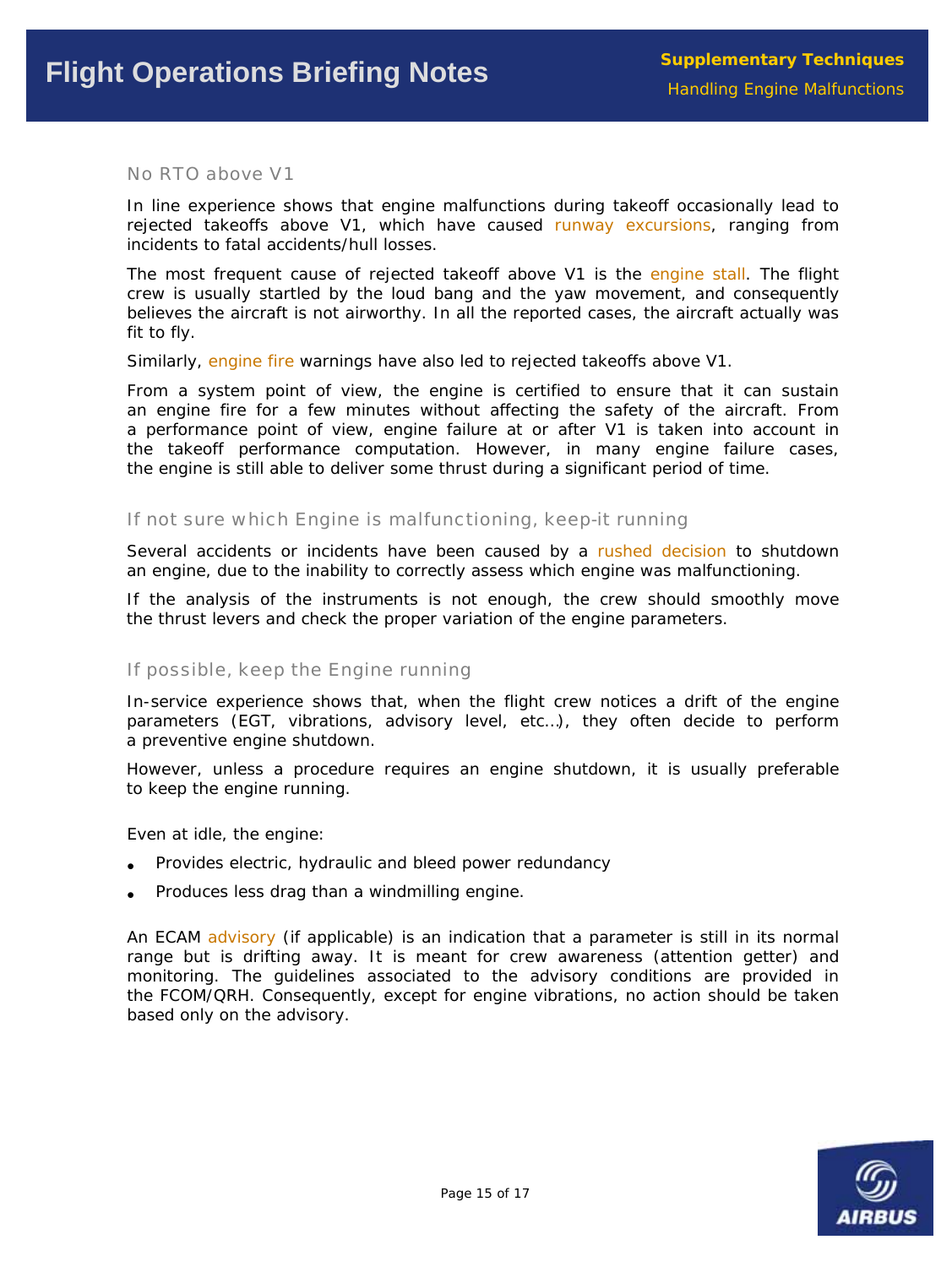### No RTO above V1

In line experience shows that engine malfunctions during takeoff occasionally lead to rejected takeoffs above V1, which have caused runway excursions, ranging from incidents to fatal accidents/hull losses.

The most frequent cause of rejected takeoff above V1 is the engine stall. The flight crew is usually startled by the loud bang and the yaw movement, and consequently believes the aircraft is not airworthy. In all the reported cases, the aircraft actually was fit to fly.

Similarly, engine fire warnings have also led to rejected takeoffs above V1.

From a system point of view, the engine is certified to ensure that it can sustain an engine fire for a few minutes without affecting the safety of the aircraft. From a performance point of view, engine failure at or after V1 is taken into account in the takeoff performance computation. However, in many engine failure cases, the engine is still able to deliver some thrust during a significant period of time.

### If not sure which Engine is malfunctioning, keep-it running

Several accidents or incidents have been caused by a rushed decision to shutdown an engine, due to the inability to correctly assess which engine was malfunctioning.

If the analysis of the instruments is not enough, the crew should smoothly move the thrust levers and check the proper variation of the engine parameters.

### If possible, keep the Engine running

In-service experience shows that, when the flight crew notices a drift of the engine parameters (EGT, vibrations, advisory level, etc…), they often decide to perform a preventive engine shutdown.

However, unless a procedure requires an engine shutdown, it is usually preferable to keep the engine running.

Even at idle, the engine:

- Provides electric, hydraulic and bleed power redundancy
- Produces less drag than a windmilling engine.

An ECAM advisory (if applicable) is an indication that a parameter is still in its normal range but is drifting away. It is meant for crew awareness (attention getter) and monitoring. The guidelines associated to the advisory conditions are provided in the FCOM/QRH. Consequently, except for engine vibrations, no action should be taken based only on the advisory.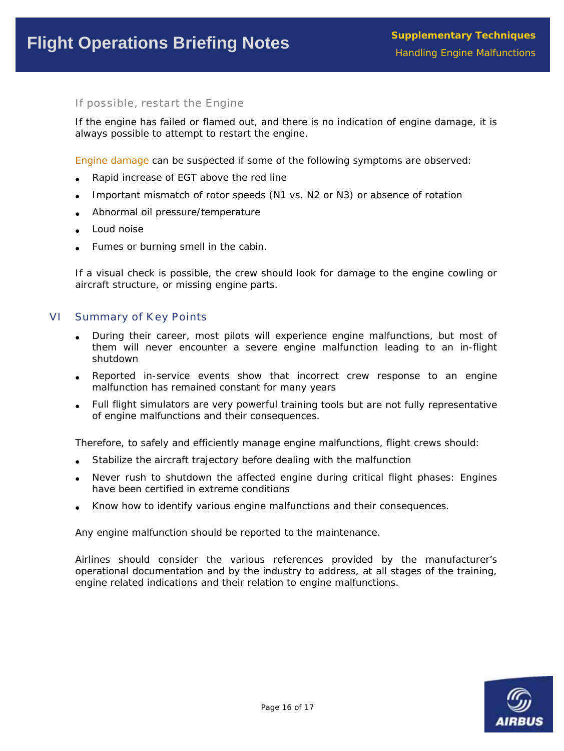### If possible, restart the Engine

If the engine has failed or flamed out, and there is no indication of engine damage, it is always possible to attempt to restart the engine.

Engine damage can be suspected if some of the following symptoms are observed:

- Rapid increase of EGT above the red line
- Important mismatch of rotor speeds (N1 vs. N2 or N3) or absence of rotation
- Abnormal oil pressure/temperature
- Loud noise
- Fumes or burning smell in the cabin.

If a visual check is possible, the crew should look for damage to the engine cowling or aircraft structure, or missing engine parts.

## VI Summary of Key Points

- During their career, most pilots will experience engine malfunctions, but most of them will never encounter a severe engine malfunction leading to an in-flight shutdown
- Reported in-service events show that incorrect crew response to an engine malfunction has remained constant for many years
- Full flight simulators are very powerful training tools but are not fully representative of engine malfunctions and their consequences.

Therefore, to safely and efficiently manage engine malfunctions, flight crews should:

- Stabilize the aircraft trajectory before dealing with the malfunction
- Never rush to shutdown the affected engine during critical flight phases: Engines have been certified in extreme conditions
- Know how to identify various engine malfunctions and their consequences.

Any engine malfunction should be reported to the maintenance.

Airlines should consider the various references provided by the manufacturer's operational documentation and by the industry to address, at all stages of the training, engine related indications and their relation to engine malfunctions.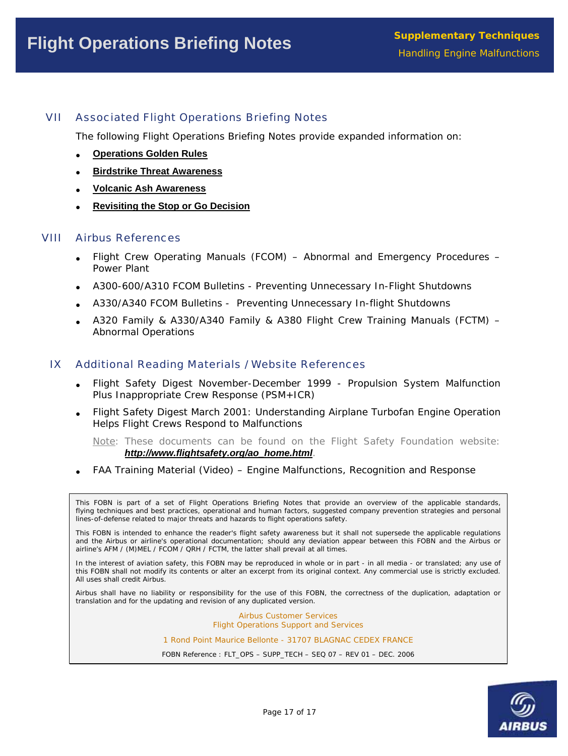## VII Associated Flight Operations Briefing Notes

The following Flight Operations Briefing Notes provide expanded information on:

- **Operations Golden Rules**
- **Birdstrike Threat Awareness**
- **Volcanic Ash Awareness**
- **Revisiting the Stop or Go Decision**

## VIII Airbus References

- Flight Crew Operating Manuals (FCOM) – Abnormal and Emergency Procedures – Power Plant
- A300-600/A310 FCOM Bulletins - Preventing Unnecessary In-Flight Shutdowns
- A330/A340 FCOM Bulletins - Preventing Unnecessary In-flight Shutdowns
- A320 Family & A330/A340 Family & A380 Flight Crew Training Manuals (FCTM) – Abnormal Operations

## IX Additional Reading Materials / Website References

- Flight Safety Digest November-December 1999 - Propulsion System Malfunction Plus Inappropriate Crew Response (PSM+ICR)
- Flight Safety Digest March 2001: Understanding Airplane Turbofan Engine Operation Helps Flight Crews Respond to Malfunctions

  Note: These documents can be found on the Flight Safety Foundation website: ***http://www.flightsafety.org/ao_home.html***.

- FAA Training Material (Video) – Engine Malfunctions, Recognition and Response

---

This FOBN is part of a set of Flight Operations Briefing Notes that provide an overview of the applicable standards, flying techniques and best practices, operational and human factors, suggested company prevention strategies and personal lines-of-defense related to major threats and hazards to flight operations safety.

This FOBN is intended to enhance the reader's flight safety awareness but it shall not supersede the applicable regulations and the Airbus or airline's operational documentation; should any deviation appear between this FOBN and the Airbus or airline's AFM / (M)MEL / FCOM / QRH / FCTM, the latter shall prevail at all times.

In the interest of aviation safety, this FOBN may be reproduced in whole or in part - in all media - or translated; any use of this FOBN shall not modify its contents or alter an excerpt from its original context. Any commercial use is strictly excluded. All uses shall credit Airbus.

Airbus shall have no liability or responsibility for the use of this FOBN, the correctness of the duplication, adaptation or translation and for the updating and revision of any duplicated version.

Airbus Customer Services
Flight Operations Support and Services

1 Rond Point Maurice Bellonte - 31707 BLAGNAC CEDEX FRANCE

FOBN Reference : FLT_OPS – SUPP_TECH – SEQ 07 – REV 01 – DEC. 2006